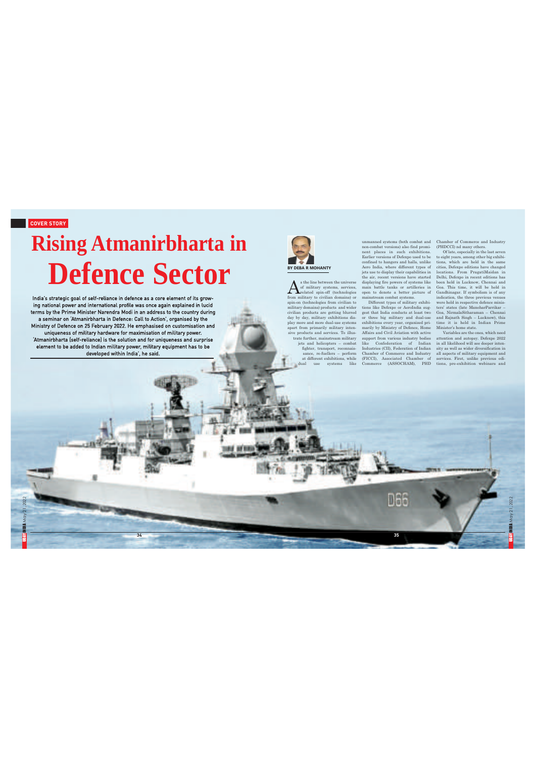COVER STORY

# Rising Atmanirbharta in Defence Sector

**India's strategic goal of self-reliance in defence as a core element of its growing national power and international profile was once again explained in lucid terms by the Prime Minister Narendra Modi in an address to the country during a seminar on 'Atmanirbharta in Defence: Call to Action', organised by the Ministry of Defence on 25 February 2022. He emphasised on customisation and uniqueness of military hardware for maximisation of military power. 'Atmanirbharta (self-reliance) is the solution and for uniqueness and surprise element to be added to Indian military power, military equipment has to be developed within India', he said.**

BY DEBA R MOHANTY

As the line between the universe of military systems, services, related spin-off (technologies from military to civilian domains) or spin-on (technologies from civilian to military domains) products and wider civilian products are getting blurred day by day, military exhibitions display more and more dual-use systems apart from primarily military intensive products and services. To illustrate further, mainstream military jets and helicopters – combat fighter, transport, reconnaissance, re-fuellers – perform at different exhibitions, while dual use systems like unmanned systems (both combat and non-combat versions) also find prominent places in such exhibitions. Earlier versions of Defexpo used to be confined to hangers and halls, unlike Aero India, where different types of jets use to display their capabilities in the air, recent versions have started displaying fire powers of systems like main battle tanks or artilleries in open to denote a better picture of mainstream combat systems.

Different types of military exhibitions like Defexpo or AeroIndia suggest that India conducts at least two or three big military and dual-use exhibitions every year, organized primarily by Ministry of Defence, Home Affairs and Civil Aviation with active support from various industry bodies like Confederation of Indian Industries (CII), Federation of Indian Chamber of Commerce and Industry (FICCI), Associated Chamber of Commerce (ASSOCHAM), PHD Chamber of Commerce and Industry (PHDCCI) nd many others.

Of late, especially in the last seven to eight years, among other big exhibitions, which are held in the same cities, Defexpo editions have changed locations. From PragatiMaidan in Delhi, Defexpo in recent editions has been held in Lucknow, Chennai and Goa. This time, it will be held in Gandhinagar. If symbolism is of any indication, the three previous venues were held in respective defence ministers' states (late ManoharParrikar – Goa, NirmalaSitharaman – Chennai and Rajnath Singh – Lucknow), this time it is held in Indian Prime Minister's home state.

Variables are the ones, which need attention and autopsy. Defexpo 2022 in all likelihood will see deeper intensity as well as wider diversification in all aspects of military equipment and services. First, unlike previous editions, pre-exhibition webinars and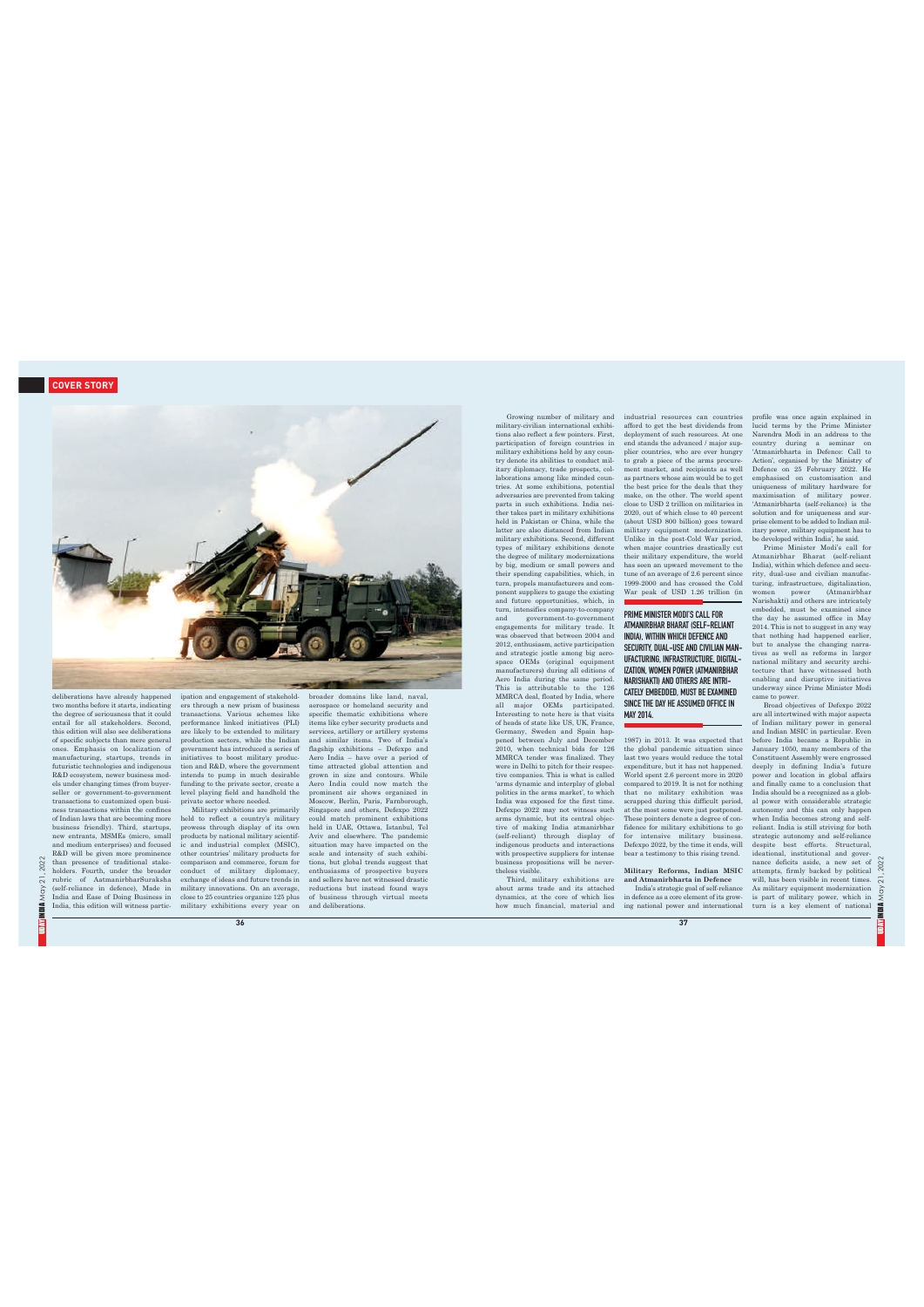deliberations have already happened two months before it starts, indicating the degree of seriousness that it could entail for all stakeholders. Second, this edition will also see deliberations of specific subjects than mere general ones. Emphasis on localization of manufacturing, startups, trends in futuristic technologies and indigenous R&D ecosystem, newer business models under changing times (from buyer-seller or government-to-government transactions to customized open business transactions within the confines of Indian laws that are becoming more business friendly). Third, startups, new entrants, MSMEs (micro, small and medium enterprises) and focused R&D will be given more prominence than presence of traditional stakeholders. Fourth, under the broader rubric of AatmanirbharSuraksha (self-reliance in defence), Made in India and Ease of Doing Business in India, this edition will witness participation and engagement of stakeholders through a new prism of business transactions. Various schemes like performance linked initiatives (PLI) are likely to be extended to military production sectors, while the Indian government has introduced a series of initiatives to boost military production and R&D, where the government intends to pump in much desirable funding to the private sector, create a level playing field and handhold the private sector where needed.

Military exhibitions are primarily held to reflect a country's military prowess through display of its own products by national military scientific and industrial complex (MSIC), other countries' military products for comparison and commerce, forum for conduct of military diplomacy, exchange of ideas and future trends in military innovations. On an average, close to 25 countries organize 125 plus military exhibitions every year on broader domains like land, naval, aerospace or homeland security and specific thematic exhibitions where items like cyber security products and services, artillery or artillery systems and similar items. Two of India's flagship exhibitions – Defexpo and Aero India – have over a period of time attracted global attention and grown in size and contours. While Aero India could now match the prominent air shows organized in Moscow, Berlin, Paris, Farnborough, Singapore and others, Defexpo 2022 could match prominent exhibitions held in UAE, Ottawa, Istanbul, Tel Aviv and elsewhere. The pandemic situation may have impacted on the scale and intensity of such exhibitions, but global trends suggest that enthusiasms of prospective buyers and sellers have not witnessed drastic reductions but instead found ways of business through virtual meets and deliberations.

Growing number of military and military-civilian international exhibitions also reflect a few pointers. First, participation of foreign countries in military exhibitions held by any country denote its abilities to conduct military diplomacy, trade prospects, collaborations among like minded countries. At some exhibitions, potential adversaries are prevented from taking parts in such exhibitions. India neither takes part in military exhibitions held in Pakistan or China, while the latter are also distanced from Indian military exhibitions. Second, different types of military exhibitions denote the degree of military modernizations by big, medium or small powers and their spending capabilities, which, in turn, propels manufacturers and component suppliers to gauge the existing and future opportunities, which, in turn, intensifies company-to-company and government-to-government engagements for military trade. It was observed that between 2004 and 2012, enthusiasm, active participation and strategic jostle among big aerospace OEMs (original equipment manufacturers) during all editions of Aero India during the same period. This is attributable to the 126 MMRCA deal, floated by India, where all major OEMs participated. Interesting to note here is that visits of heads of state like US, UK, France, Germany, Sweden and Spain happened between July and December 2010, when technical bids for 126 MMRCA tender was finalized. They were in Delhi to pitch for their respective companies. This is what is called 'arms dynamic and interplay of global politics in the arms market', to which India was exposed for the first time. Defexpo 2022 may not witness such arms dynamic, but its central objective of making India atmanirbhar (self-reliant) through display of indigenous products and interactions with prospective suppliers for intense business propositions will be nevertheless visible.

Third, military exhibitions are about arms trade and its attached dynamics, at the core of which lies how much financial, material and industrial resources can countries afford to get the best dividends from deployment of such resources. At one end stands the advanced / major supplier countries, who are ever hungry to grab a piece of the arms procurement market, and recipients as well as partners whose aim would be to get the best price for the deals that they make, on the other. The world spent close to USD 2 trillion on militaries in 2020, out of which close to 40 percent (about USD 800 billion) goes toward military equipment modernization. Unlike in the post-Cold War period, when major countries drastically cut their military expenditure, the world has seen an upward movement to the tune of an average of 2.6 percent since 1999-2000 and has crossed the Cold War peak of USD 1.26 trillion (in 1987) in 2013. It was expected that the global pandemic situation since last two years would reduce the total expenditure, but it has not happened. World spent 2.6 percent more in 2020 compared to 2019. It is not for nothing that no military exhibition was scrapped during this difficult period, at the most some were just postponed. These pointers denote a degree of confidence for military exhibitions to go for intensive military business. Defexpo 2022, by the time it ends, will bear a testimony to this rising trend.

**PRIME MINISTER MODI'S CALL FOR ATMANIRBHAR BHARAT (SELF-RELIANT INDIA), WITHIN WHICH DEFENCE AND SECURITY, DUAL-USE AND CIVILIAN MANUFACTURING, INFRASTRUCTURE, DIGITALIZATION, WOMEN POWER (ATMANIRBHAR NARISHAKTI) AND OTHERS ARE INTRICATELY EMBEDDED, MUST BE EXAMINED SINCE THE DAY HE ASSUMED OFFICE IN MAY 2014.**

### Military Reforms, Indian MSIC and Atmanirbharta in Defence

India's strategic goal of self-reliance in defence as a core element of its growing national power and international profile was once again explained in lucid terms by the Prime Minister Narendra Modi in an address to the country during a seminar on 'Atmanirbharta in Defence: Call to Action', organised by the Ministry of Defence on 25 February 2022. He emphasised on customisation and uniqueness of military hardware for maximisation of military power. 'Atmanirbharta (self-reliance) is the solution and for uniqueness and surprise element to be added to Indian military power, military equipment has to be developed within India', he said.

Prime Minister Modi's call for Atmanirbhar Bharat (self-reliant India), within which defence and security, dual-use and civilian manufacturing, infrastructure, digitalization, women power (Atmanirbhar Narishakti) and others are intricately embedded, must be examined since the day he assumed office in May 2014. This is not to suggest in any way that nothing had happened earlier, but to analyse the changing narratives as well as reforms in larger national military and security architecture that have witnessed both enabling and disruptive initiatives underway since Prime Minister Modi came to power.

Broad objectives of Defexpo 2022 are all intertwined with major aspects of Indian military power in general and Indian MSIC in particular. Even before India became a Republic in January 1050, many members of the Constituent Assembly were engrossed deeply in defining India's future power and location in global affairs and finally came to a conclusion that India should be a recognized as a global power with considerable strategic autonomy and this can only happen when India becomes strong and self-reliant. India is still striving for both strategic autonomy and self-reliance despite best efforts. Structural, ideational, institutional and governance deficits aside, a new set of attempts, firmly backed by political will, has been visible in recent times. As military equipment modernization is part of military power, which in turn is a key element of national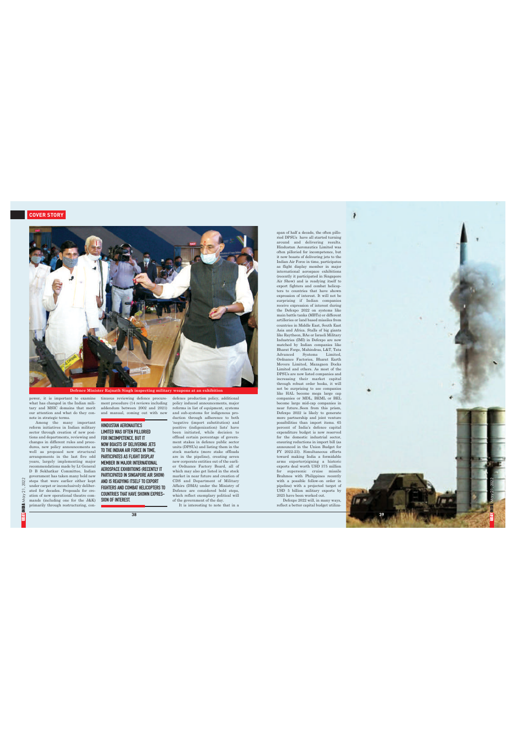COVER STORY

Defence Minister Rajnath Singh inspecting military weapons at an exhibition

power, it is important to examine what has changed in the Indian military and MSIC domains that merit our attention and what do they connote in strategic terms.

Among the many important reform initiatives in Indian military sector through creation of new positions and departments, reviewing and changes in different rules and procedures, new policy announcements as well as proposed new structural arrangements in the last five odd years, largely implementing major recommendations made by Lt General D B Sekhatkar Committee, Indian government has taken many bold new steps that were earlier either kept under carpet or inconclusively deliberated for decades. Proposals for creation of new operational theatre commands (including one for the J&K) primarily through restructuring, continuous reviewing defence procurement procedure (14 reviews including addendum between 2002 and 2021) and manual, coming out with new defence production policy, additional policy induced announcements, major reforms in list of equipment, systems and sub-systems for indigenous production through adherence to both 'negative (import substitution) and positive (indigenization) lists' have been initiated, while decision to offload certain percentage of government stakes in defence public sector units (DPSUs) and listing them in the stock markets (more stake offloads are in the pipeline), creating seven new corporate entities out of the earlier Ordnance Factory Board, all of which may also get listed in the stock market in near future and creation of CDS and Department of Military Affairs (DMA) under the Ministry of Defence are considered bold steps, which reflect exemplary political will of the government of the day.

**HINDUSTAN AERONAUTICS LIMITED WAS OFTEN PILLORIED FOR INCOMPETENCE, BUT IT NOW BOASTS OF DELIVERING JETS TO THE INDIAN AIR FORCE IN TIME, PARTICIPATES AS FLIGHT DISPLAY MEMBER IN MAJOR INTERNATIONAL AEROSPACE EXHIBITIONS (RECENTLY IT PARTICIPATED IN SINGAPORE AIR SHOW) AND IS READYING ITSELF TO EXPORT FIGHTERS AND COMBAT HELICOPTERS TO COUNTRIES THAT HAVE SHOWN EXPRESSION OF INTEREST.**

It is interesting to note that in a span of half a decade, the often pilloried DPSUs have all started turning around and delivering results. Hindustan Aeronautics Limited was often pilloried for incompetence, but it now boasts of delivering jets to the Indian Air Force in time, participates as flight display member in major international aerospace exhibitions (recently it participated in Singapore Air Show) and is readying itself to export fighters and combat helicopters to countries that have shown expression of interest. It will not be surprising if Indian companies receive expression of interest during the Defexpo 2022 on systems like main battle tanks (MBTs) or different artilleries or land based missiles from countries in Middle East, South East Asia and Africa. Stalls of big giants like Raytheon, BAe or Israeli Military Industries (IMI) in Defexpo are now matched by Indian companies like Bharat Forge, Mahindras, L&T, Tata Advanced Systems Limited, Ordnance Factories, Bharat Earth Movers Limited, Mazagaon Docks Limited and others. As most of the DPSUs are now listed companies and increasing their market capital through robust order books, it will not be surprising to see companies like HAL become mega large cap companies or MDL, BEML or BEL become large mid-cap companies in near future. Seen from this prism, Defexpo 2022 is likely to generate more partnership and joint venture possibilities than import items. 65 percent of India's defence capital expenditure budget is now reserved for the domestic industrial sector, ensuring reductions in import bill (as announced in the Union Budget for FY 2022-23). Simultaneous efforts toward making India a formidable arms exporter(signing a historic exports deal worth USD 375 million for supersonic cruise missile Brahmos with Philippines recently with a possible follow-on order in pipeline) with a projected target of USD 5 billion military exports by 2025 have been worked out.

Defexpo 2022 will, in many ways, reflect a better capital budget utiliza-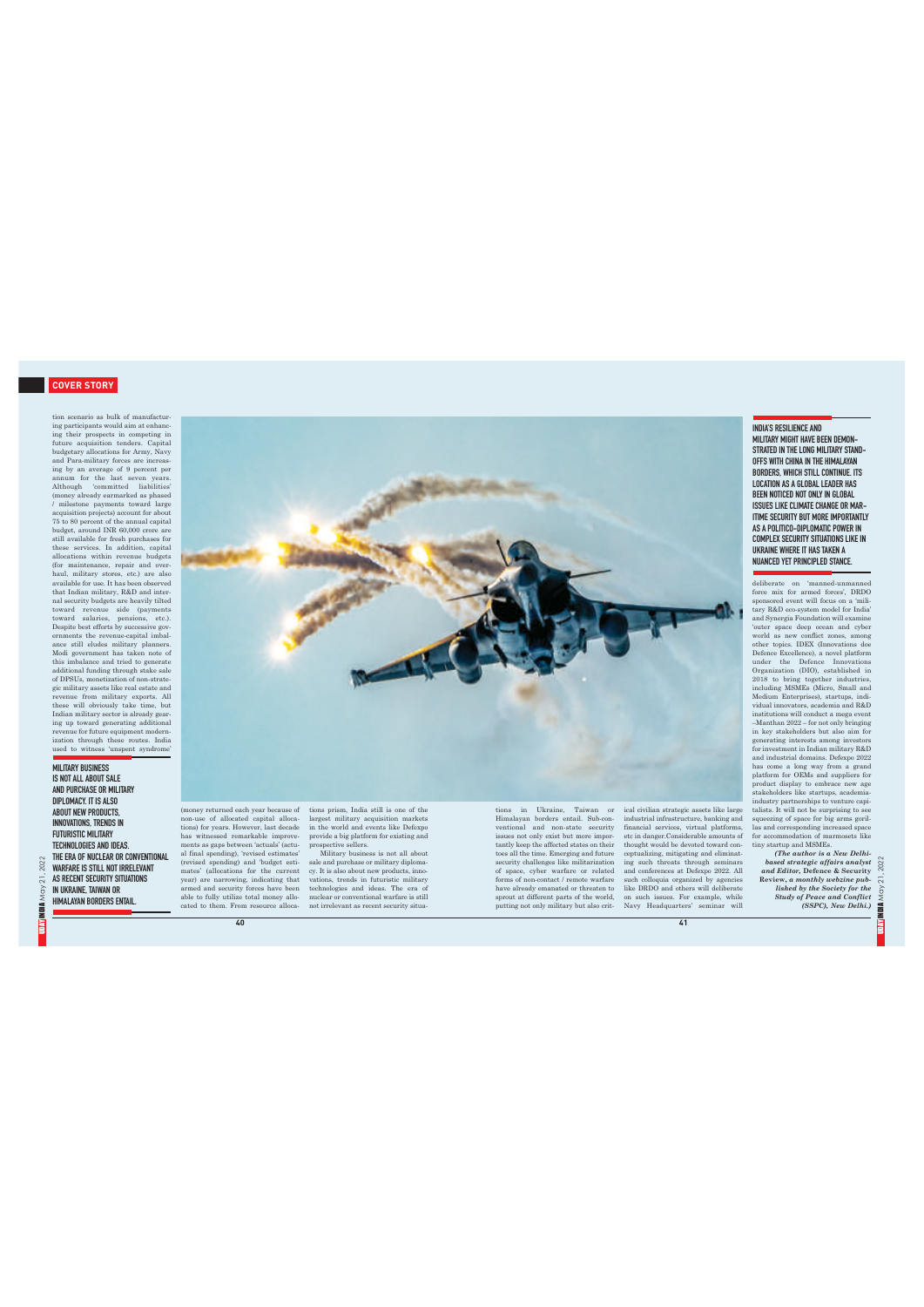tion scenario as bulk of manufacturing participants would aim at enhancing their prospects in competing in future acquisition tenders. Capital budgetary allocations for Army, Navy and Para-military forces are increasing by an average of 9 percent per annum for the last seven years. Although 'committed liabilities' (money already earmarked as phased / milestone payments toward large acquisition projects) account for about 75 to 80 percent of the annual capital budget, around INR 60,000 crore are still available for fresh purchases for these services. In addition, capital allocations within revenue budgets (for maintenance, repair and overhaul, military stores, etc.) are also available for use. It has been observed that Indian military, R&D and internal security budgets are heavily tilted toward revenue side (payments toward salaries, pensions, etc.). Despite best efforts by successive governments the revenue-capital imbalance still eludes military planners. Modi government has taken note of this imbalance and tried to generate additional funding through stake sale of DPSUs, monetization of non-strategic military assets like real estate and revenue from military exports. All these will obviously take time, but Indian military sector is already gearing up toward generating additional revenue for future equipment modernization through these routes. India used to witness 'unspent syndrome' (money returned each year because of non-use of allocated capital allocations) for years. However, last decade has witnessed remarkable improvements as gaps between 'actuals' (actual final spending), 'revised estimates' (revised spending) and 'budget estimates' (allocations for the current year) are narrowing, indicating that armed and security forces have been able to fully utilize total money allocated to them. From resource allocations prism, India still is one of the largest military acquisition markets in the world and events like Defexpo provide a big platform for existing and prospective sellers.

**MILITARY BUSINESS IS NOT ALL ABOUT SALE AND PURCHASE OR MILITARY DIPLOMACY. IT IS ALSO ABOUT NEW PRODUCTS, INNOVATIONS, TRENDS IN FUTURISTIC MILITARY TECHNOLOGIES AND IDEAS. THE ERA OF NUCLEAR OR CONVENTIONAL WARFARE IS STILL NOT IRRELEVANT AS RECENT SECURITY SITUATIONS IN UKRAINE, TAIWAN OR HIMALAYAN BORDERS ENTAIL.**

Military business is not all about sale and purchase or military diplomacy. It is also about new products, innovations, trends in futuristic military technologies and ideas. The era of nuclear or conventional warfare is still not irrelevant as recent security situations in Ukraine, Taiwan or Himalayan borders entail. Sub-conventional and non-state security issues not only exist but more importantly keep the affected states on their toes all the time. Emerging and future security challenges like militarization of space, cyber warfare or related forms of non-contact / remote warfare have already emanated or threaten to sprout at different parts of the world, putting not only military but also critical civilian strategic assets like large industrial infrastructure, banking and financial services, virtual platforms, etc in danger.Considerable amounts of thought would be devoted toward conceptualizing, mitigating and eliminating such threats through seminars and conferences at Defexpo 2022. All such colloquia organized by agencies like DRDO and others will deliberate on such issues. For example, while Navy Headquarters' seminar will deliberate on 'manned-unmanned force mix for armed forces', DRDO sponsored event will focus on a 'military R&D eco-system model for India' and Synergia Foundation will examine 'outer space deep ocean and cyber world as new conflict zones, among other topics. IDEX (Innovations doe Defence Excellence), a novel platform under the Defence Innovations Organization (DIO), established in 2018 to bring together industries, including MSMEs (Micro, Small and Medium Enterprises), startups, individual innovators, academia and R&D institutions will conduct a mega event –Manthan 2022 – for not only bringing in key stakeholders but also aim for generating interests among investors for investment in Indian military R&D and industrial domains. Defexpo 2022 has come a long way from a grand platform for OEMs and suppliers for product display to embrace new age stakeholders like startups, academia-industry partnerships to venture capitalists. It will not be surprising to see squeezing of space for big arms gorillas and corresponding increased space for accommodation of marmosets like tiny startup and MSMEs.

**INDIA'S RESILIENCE AND MILITARY MIGHT HAVE BEEN DEMONSTRATED IN THE LONG MILITARY STAND-OFFS WITH CHINA IN THE HIMALAYAN BORDERS, WHICH STILL CONTINUE. ITS LOCATION AS A GLOBAL LEADER HAS BEEN NOTICED NOT ONLY IN GLOBAL ISSUES LIKE CLIMATE CHANGE OR MARITIME SECURITY BUT MORE IMPORTANTLY AS A POLITICO-DIPLOMATIC POWER IN COMPLEX SECURITY SITUATIONS LIKE IN UKRAINE WHERE IT HAS TAKEN A NUANCED YET PRINCIPLED STANCE.**

***(The author is a New Delhi-based strategic affairs analyst and Editor, Defence & Security Review, a monthly webzine published by the Society for the Study of Peace and Conflict (SSPC), New Delhi.)***